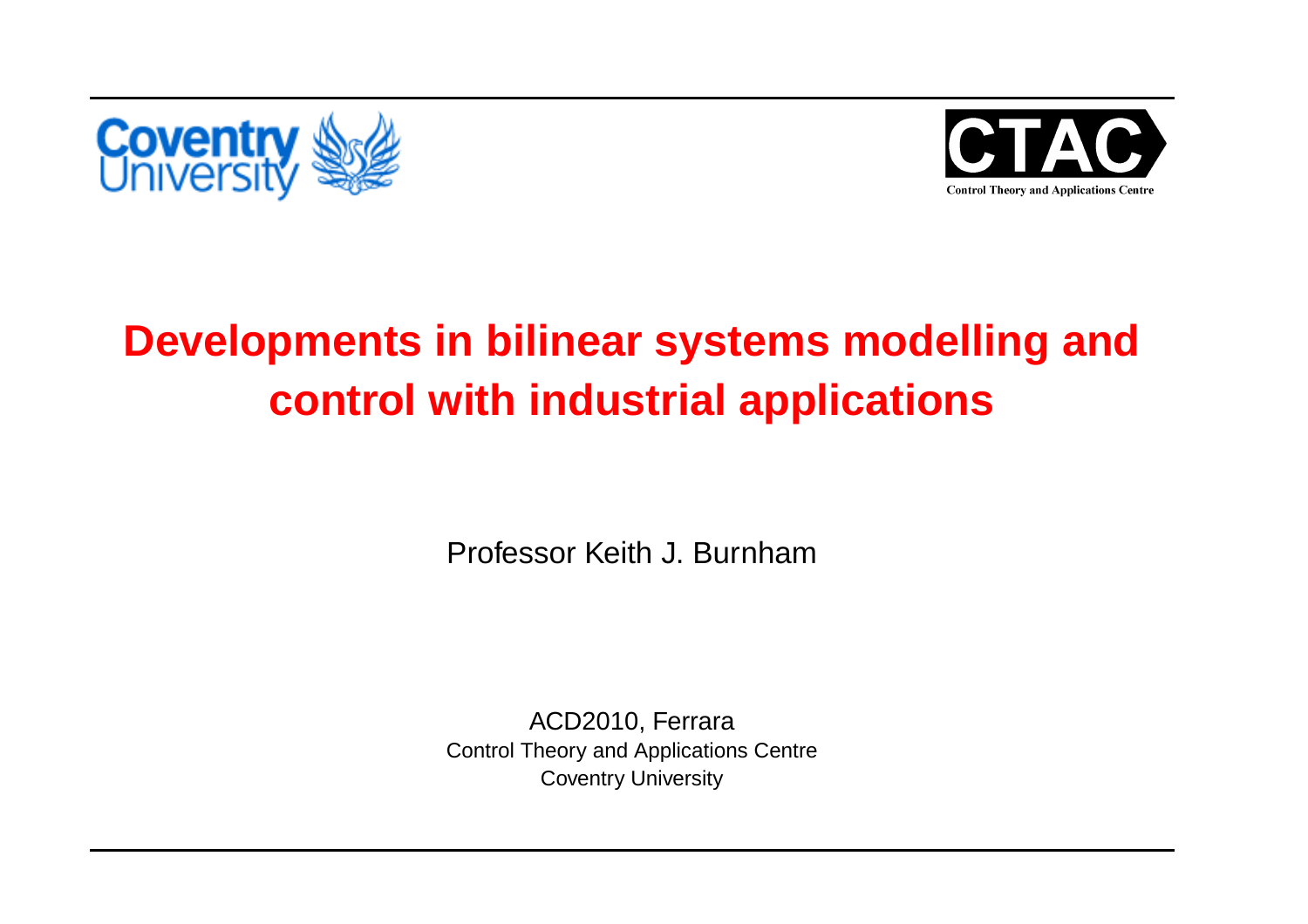Coventry University

CTAC
Control Theory and Applications Centre

# Developments in bilinear systems modelling and control with industrial applications

Professor Keith J. Burnham

ACD2010, Ferrara
Control Theory and Applications Centre
Coventry University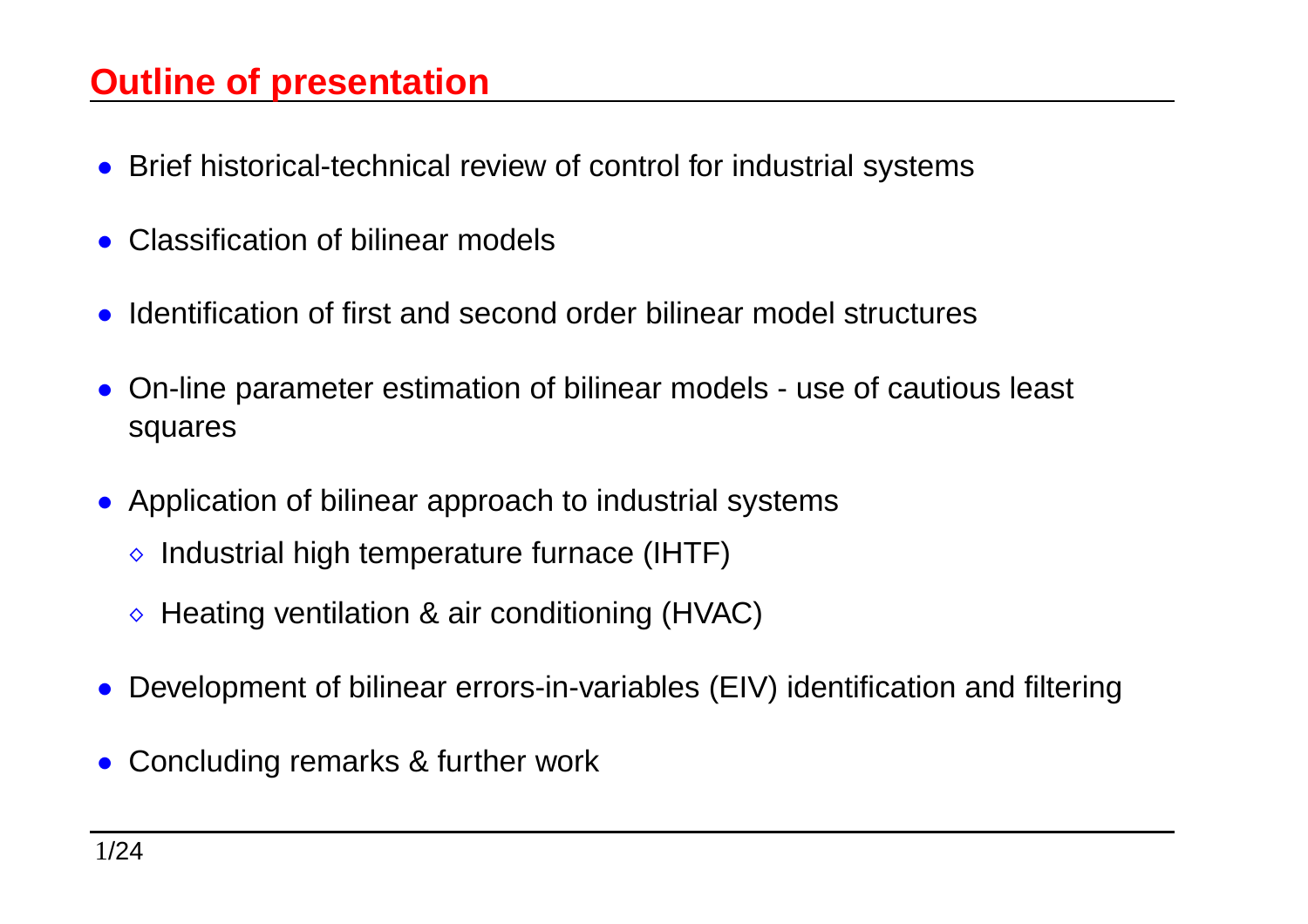## Outline of presentation

- Brief historical-technical review of control for industrial systems
- Classification of bilinear models
- Identification of first and second order bilinear model structures
- On-line parameter estimation of bilinear models - use of cautious least squares
- Application of bilinear approach to industrial systems
  - Industrial high temperature furnace (IHTF)
  - Heating ventilation & air conditioning (HVAC)
- Development of bilinear errors-in-variables (EIV) identification and filtering
- Concluding remarks & further work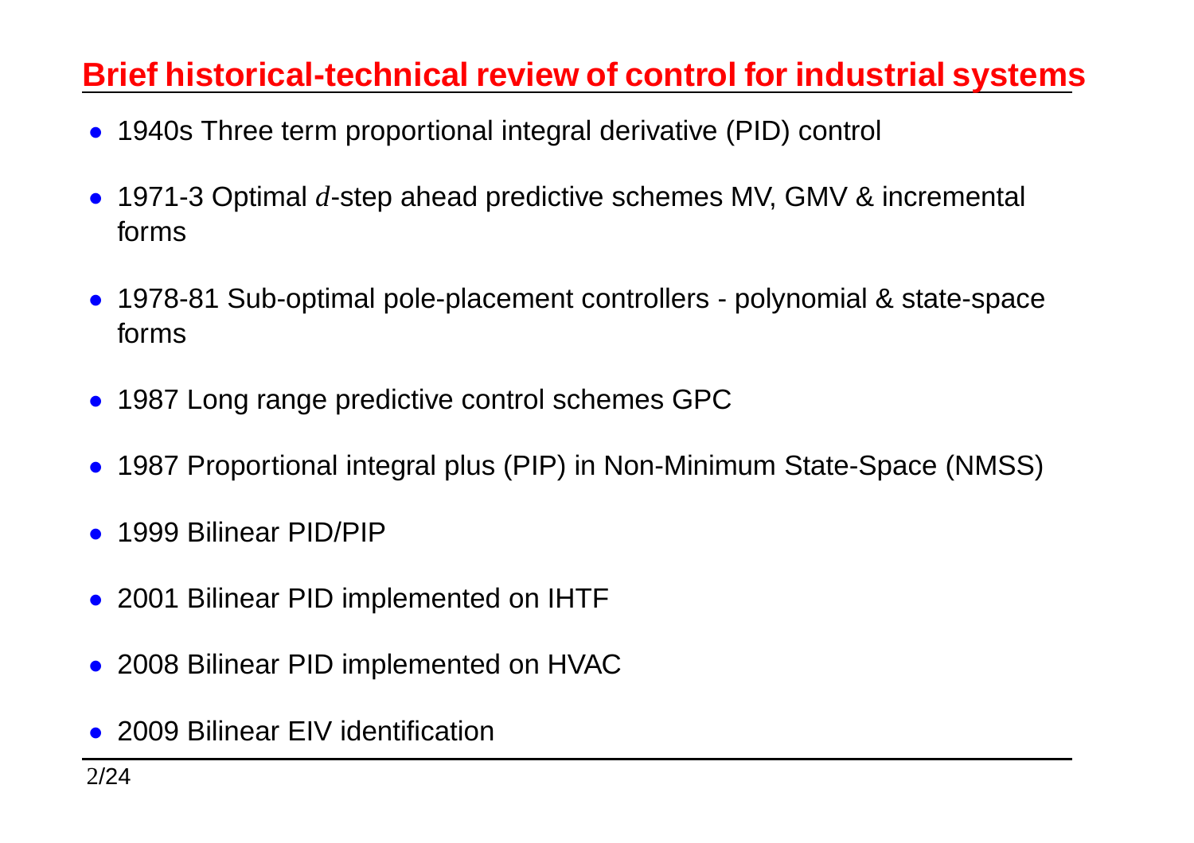## Brief historical-technical review of control for industrial systems

- 1940s Three term proportional integral derivative (PID) control
- 1971-3 Optimal $d$-step ahead predictive schemes MV, GMV & incremental forms
- 1978-81 Sub-optimal pole-placement controllers - polynomial & state-space forms
- 1987 Long range predictive control schemes GPC
- 1987 Proportional integral plus (PIP) in Non-Minimum State-Space (NMSS)
- 1999 Bilinear PID/PIP
- 2001 Bilinear PID implemented on IHTF
- 2008 Bilinear PID implemented on HVAC
- 2009 Bilinear EIV identification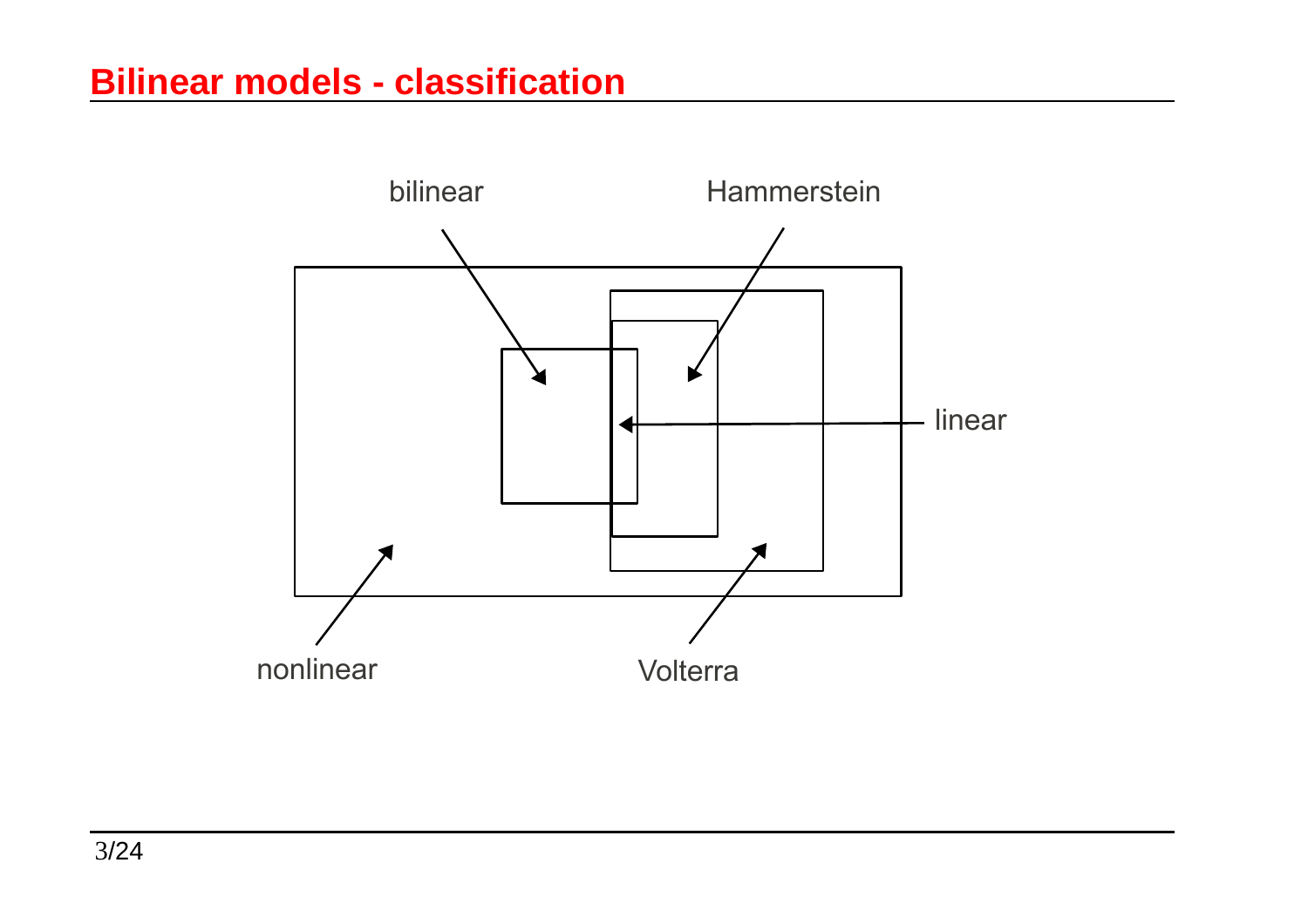## Bilinear models - classification

bilinear

Hammerstein

linear

nonlinear

Volterra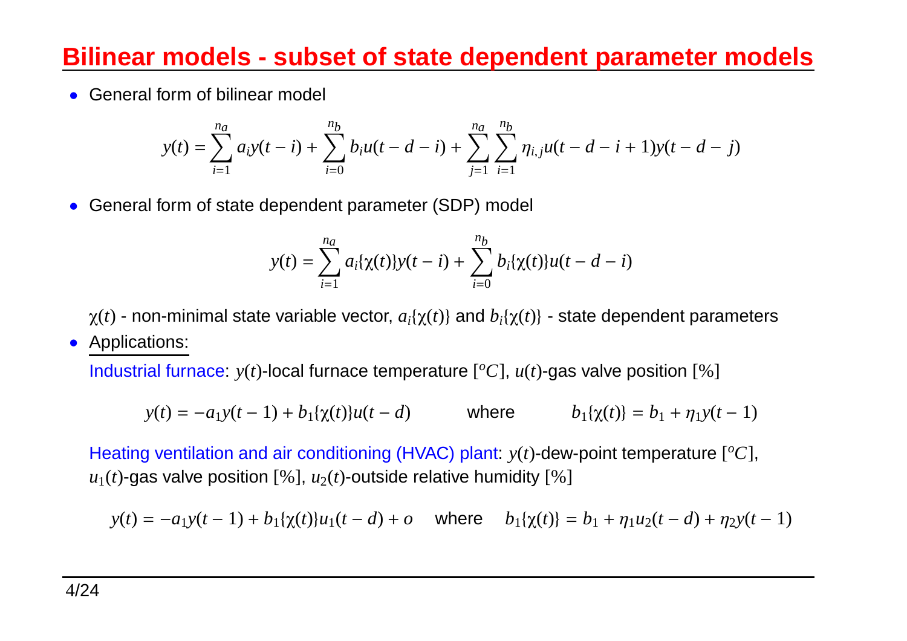# Bilinear models - subset of state dependent parameter models

- General form of bilinear model

$$y(t) = \sum_{i=1}^{n_a} a_i y(t-i) + \sum_{i=0}^{n_b} b_i u(t-d-i) + \sum_{j=1}^{n_a} \sum_{i=1}^{n_b} \eta_{i,j} u(t-d-i+1) y(t-d-j)$$

- General form of state dependent parameter (SDP) model

$$y(t) = \sum_{i=1}^{n_a} a_i\{\chi(t)\} y(t-i) + \sum_{i=0}^{n_b} b_i\{\chi(t)\} u(t-d-i)$$

$\chi(t)$ - non-minimal state variable vector, $a_i\{\chi(t)\}$ and $b_i\{\chi(t)\}$ - state dependent parameters

- Applications:

Industrial furnace: $y(t)$-local furnace temperature $[^oC]$, $u(t)$-gas valve position $[\%]$

$$y(t) = -a_1 y(t-1) + b_1\{\chi(t)\} u(t-d) \qquad \text{where} \qquad b_1\{\chi(t)\} = b_1 + \eta_1 y(t-1)$$

Heating ventilation and air conditioning (HVAC) plant: $y(t)$-dew-point temperature $[^oC]$, $u_1(t)$-gas valve position $[\%]$, $u_2(t)$-outside relative humidity $[\%]$

$$y(t) = -a_1 y(t-1) + b_1\{\chi(t)\} u_1(t-d) + o \quad \text{where} \quad b_1\{\chi(t)\} = b_1 + \eta_1 u_2(t-d) + \eta_2 y(t-1)$$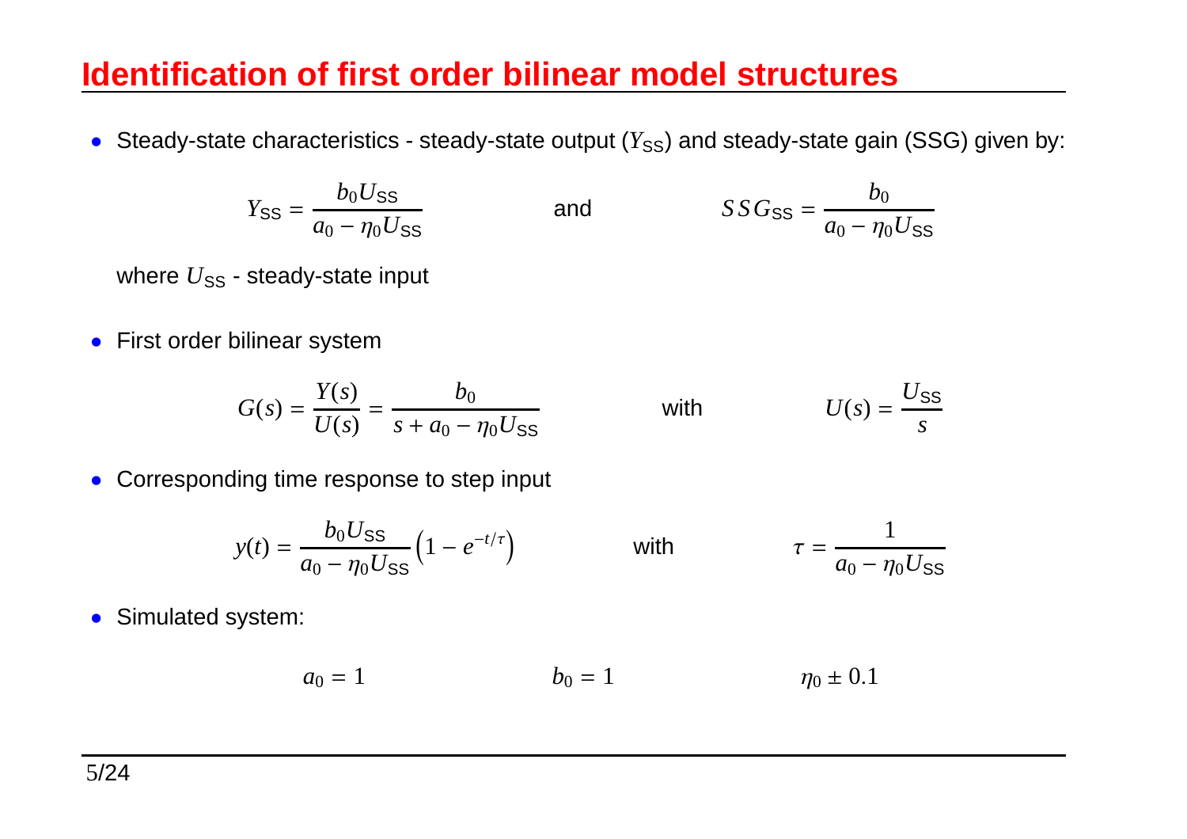# Identification of first order bilinear model structures

- Steady-state characteristics - steady-state output ($Y_{\text{SS}}$) and steady-state gain (SSG) given by:

$$Y_{\text{SS}} = \frac{b_0 U_{\text{SS}}}{a_0 - \eta_0 U_{\text{SS}}} \qquad \text{and} \qquad SSG_{\text{SS}} = \frac{b_0}{a_0 - \eta_0 U_{\text{SS}}}$$

  where $U_{\text{SS}}$ - steady-state input

- First order bilinear system

$$G(s) = \frac{Y(s)}{U(s)} = \frac{b_0}{s + a_0 - \eta_0 U_{\text{SS}}} \qquad \text{with} \qquad U(s) = \frac{U_{\text{SS}}}{s}$$

- Corresponding time response to step input

$$y(t) = \frac{b_0 U_{\text{SS}}}{a_0 - \eta_0 U_{\text{SS}}}\left(1 - e^{-t/\tau}\right) \qquad \text{with} \qquad \tau = \frac{1}{a_0 - \eta_0 U_{\text{SS}}}$$

- Simulated system:

$$a_0 = 1 \qquad b_0 = 1 \qquad \eta_0 \pm 0.1$$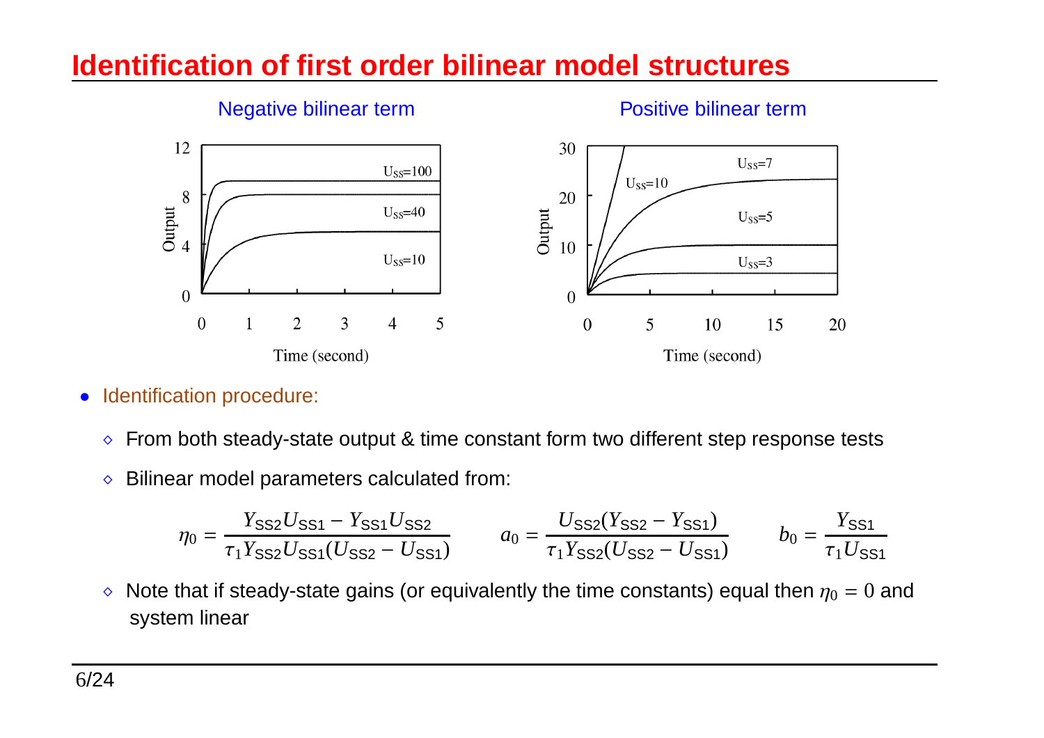# Identification of first order bilinear model structures

Negative bilinear term

Positive bilinear term

- Identification procedure:
  - From both steady-state output & time constant form two different step response tests
  - Bilinear model parameters calculated from:

$$\eta_0 = \frac{Y_{SS2}U_{SS1} - Y_{SS1}U_{SS2}}{\tau_1 Y_{SS2}U_{SS1}(U_{SS2} - U_{SS1})} \qquad a_0 = \frac{U_{SS2}(Y_{SS2} - Y_{SS1})}{\tau_1 Y_{SS2}(U_{SS2} - U_{SS1})} \qquad b_0 = \frac{Y_{SS1}}{\tau_1 U_{SS1}}$$

  - Note that if steady-state gains (or equivalently the time constants) equal then $\eta_0 = 0$ and system linear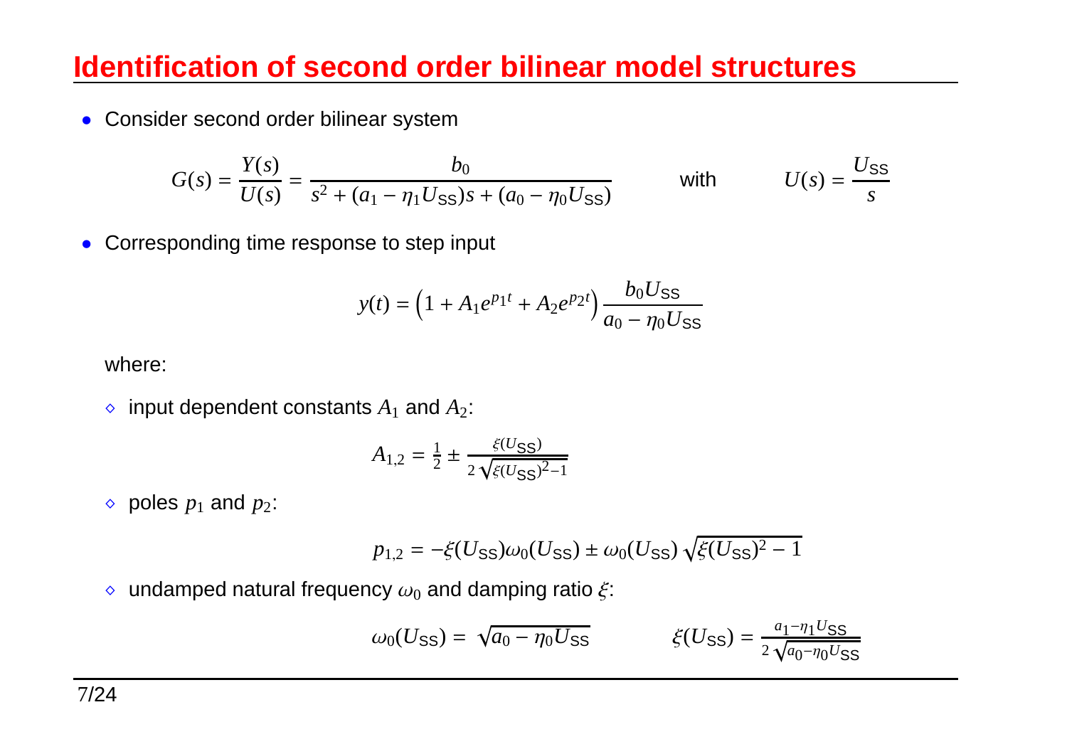# Identification of second order bilinear model structures

- Consider second order bilinear system

$$G(s) = \frac{Y(s)}{U(s)} = \frac{b_0}{s^2 + (a_1 - \eta_1 U_{\text{SS}})s + (a_0 - \eta_0 U_{\text{SS}})} \qquad \text{with} \qquad U(s) = \frac{U_{\text{SS}}}{s}$$

- Corresponding time response to step input

$$y(t) = \left(1 + A_1 e^{p_1 t} + A_2 e^{p_2 t}\right) \frac{b_0 U_{\text{SS}}}{a_0 - \eta_0 U_{\text{SS}}}$$

where:

  - input dependent constants $A_1$ and $A_2$:

$$A_{1,2} = \tfrac{1}{2} \pm \frac{\xi(U_{\text{SS}})}{2\sqrt{\xi(U_{\text{SS}})^2 - 1}}$$

  - poles $p_1$ and $p_2$:

$$p_{1,2} = -\xi(U_{\text{SS}})\omega_0(U_{\text{SS}}) \pm \omega_0(U_{\text{SS}})\sqrt{\xi(U_{\text{SS}})^2 - 1}$$

  - undamped natural frequency $\omega_0$ and damping ratio $\xi$:

$$\omega_0(U_{\text{SS}}) = \sqrt{a_0 - \eta_0 U_{\text{SS}}} \qquad\qquad \xi(U_{\text{SS}}) = \frac{a_1 - \eta_1 U_{\text{SS}}}{2\sqrt{a_0 - \eta_0 U_{\text{SS}}}}$$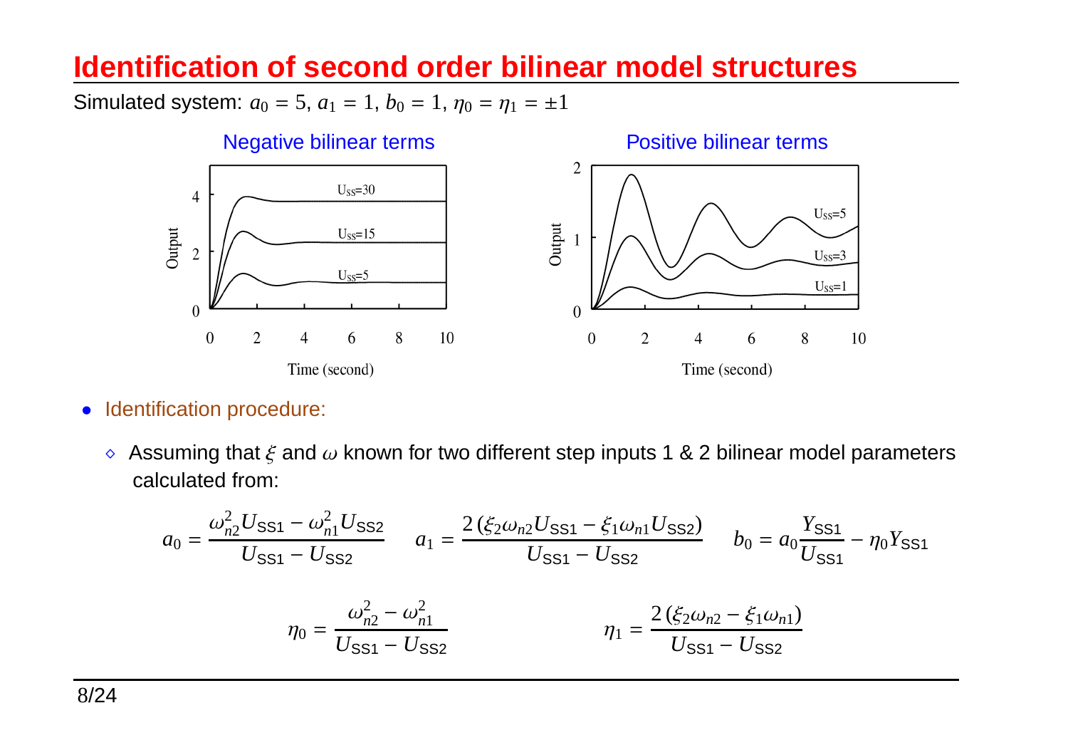# Identification of second order bilinear model structures

Simulated system: $a_0 = 5$, $a_1 = 1$, $b_0 = 1$, $\eta_0 = \eta_1 = \pm 1$

Negative bilinear terms

Positive bilinear terms

- Identification procedure:
  - Assuming that $\xi$ and $\omega$ known for two different step inputs 1 & 2 bilinear model parameters calculated from:

$$a_0 = \frac{\omega_{n2}^2 U_{\mathrm{SS1}} - \omega_{n1}^2 U_{\mathrm{SS2}}}{U_{\mathrm{SS1}} - U_{\mathrm{SS2}}} \qquad a_1 = \frac{2\left(\xi_2 \omega_{n2} U_{\mathrm{SS1}} - \xi_1 \omega_{n1} U_{\mathrm{SS2}}\right)}{U_{\mathrm{SS1}} - U_{\mathrm{SS2}}} \qquad b_0 = a_0 \frac{Y_{\mathrm{SS1}}}{U_{\mathrm{SS1}}} - \eta_0 Y_{\mathrm{SS1}}$$

$$\eta_0 = \frac{\omega_{n2}^2 - \omega_{n1}^2}{U_{\mathrm{SS1}} - U_{\mathrm{SS2}}} \qquad \eta_1 = \frac{2\left(\xi_2 \omega_{n2} - \xi_1 \omega_{n1}\right)}{U_{\mathrm{SS1}} - U_{\mathrm{SS2}}}$$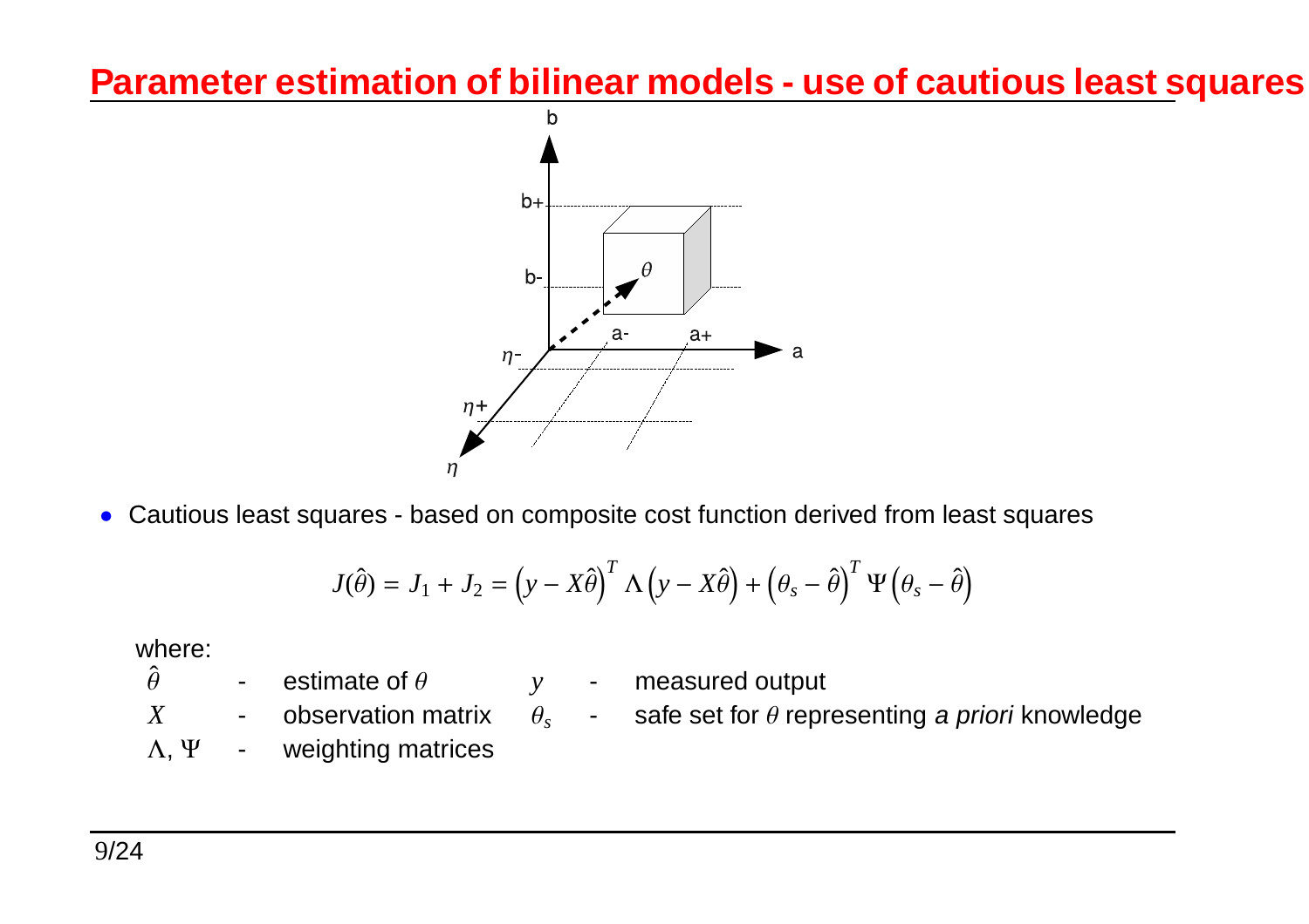# Parameter estimation of bilinear models - use of cautious least squares

- Cautious least squares - based on composite cost function derived from least squares

$$J(\hat{\theta}) = J_1 + J_2 = \left(y - X\hat{\theta}\right)^T \Lambda \left(y - X\hat{\theta}\right) + \left(\theta_s - \hat{\theta}\right)^T \Psi \left(\theta_s - \hat{\theta}\right)$$

where:

| | | | | | |
|---|---|---|---|---|---|
| $\hat{\theta}$ | - | estimate of $\theta$ | $y$ | - | measured output |
| $X$ | - | observation matrix | $\theta_s$ | - | safe set for $\theta$ representing *a priori* knowledge |
| $\Lambda$, $\Psi$ | - | weighting matrices | | | |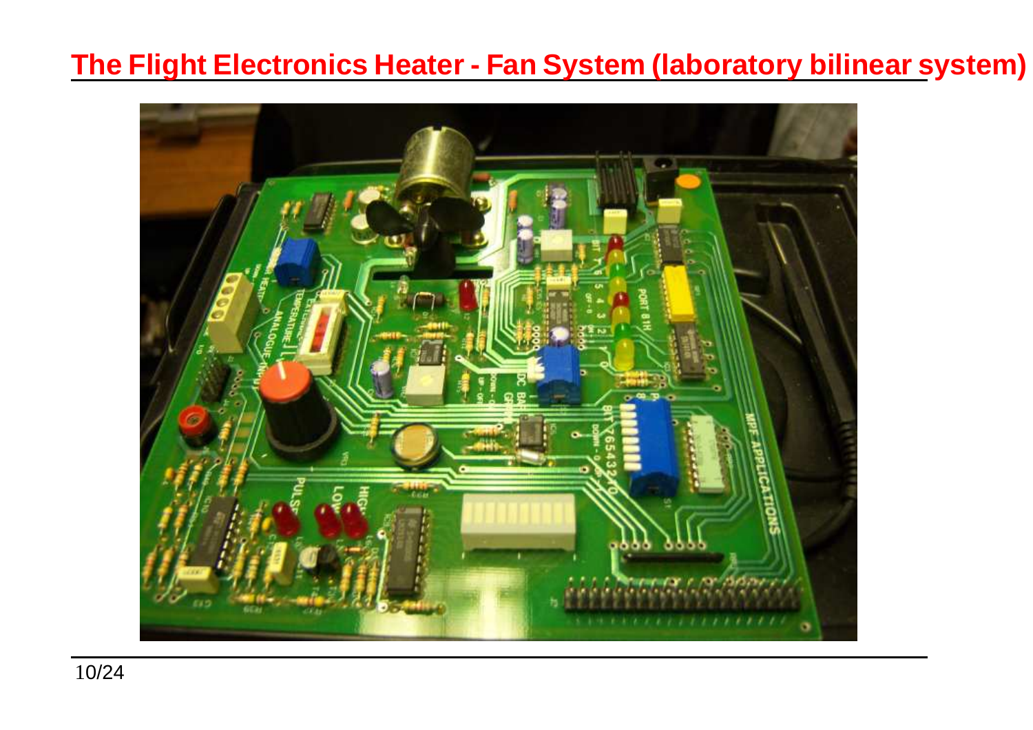# The Flight Electronics Heater - Fan System (laboratory bilinear system)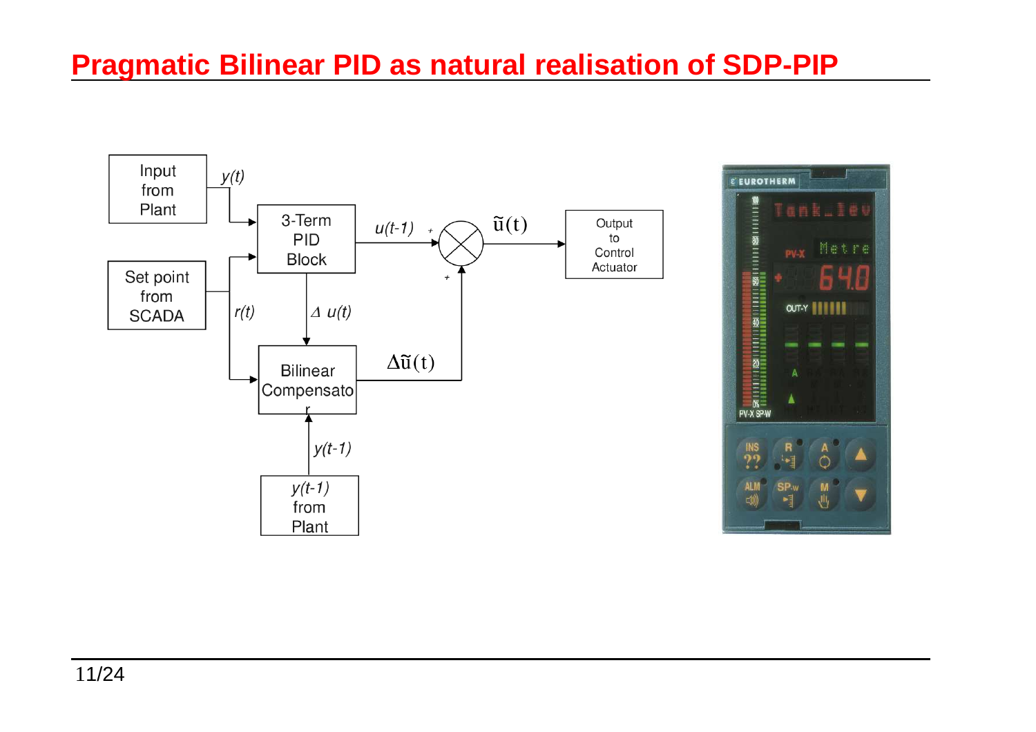# Pragmatic Bilinear PID as natural realisation of SDP-PIP

Input from Plant

$y(t)$

3-Term PID Block

Set point from SCADA

$r(t)$

$u(t-1)$

$\tilde{u}(t)$

Output to Control Actuator

$\Delta u(t)$

Bilinear Compensator

$\Delta\tilde{u}(t)$

$y(t-1)$

$y(t-1)$ from Plant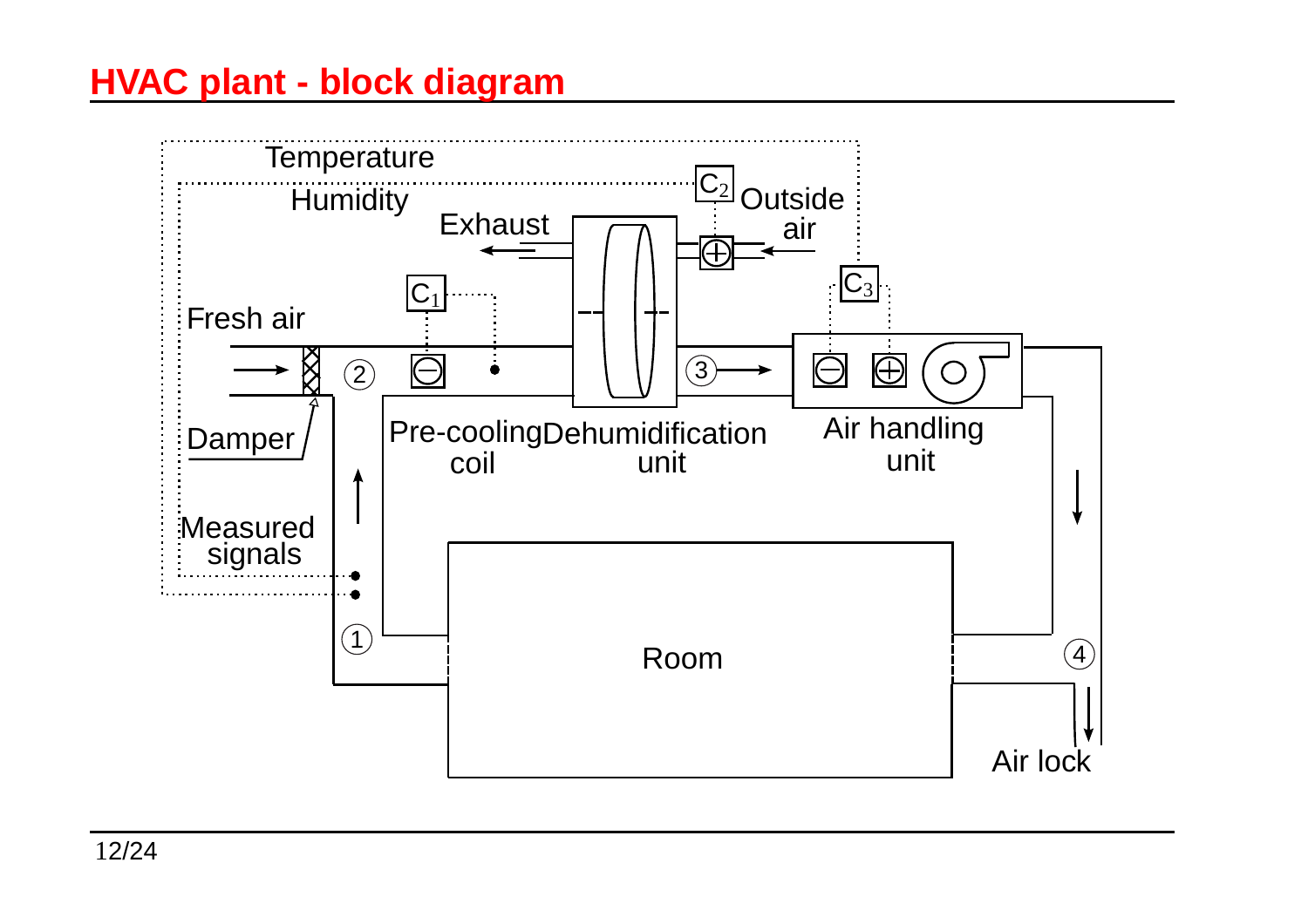# HVAC plant - block diagram

Temperature

Humidity

Exhaust

$C_2$

Outside air

$C_1$

$C_3$

Fresh air

② ③

Damper

Pre-cooling coil

Dehumidification unit

Air handling unit

Measured signals

①

Room

④

Air lock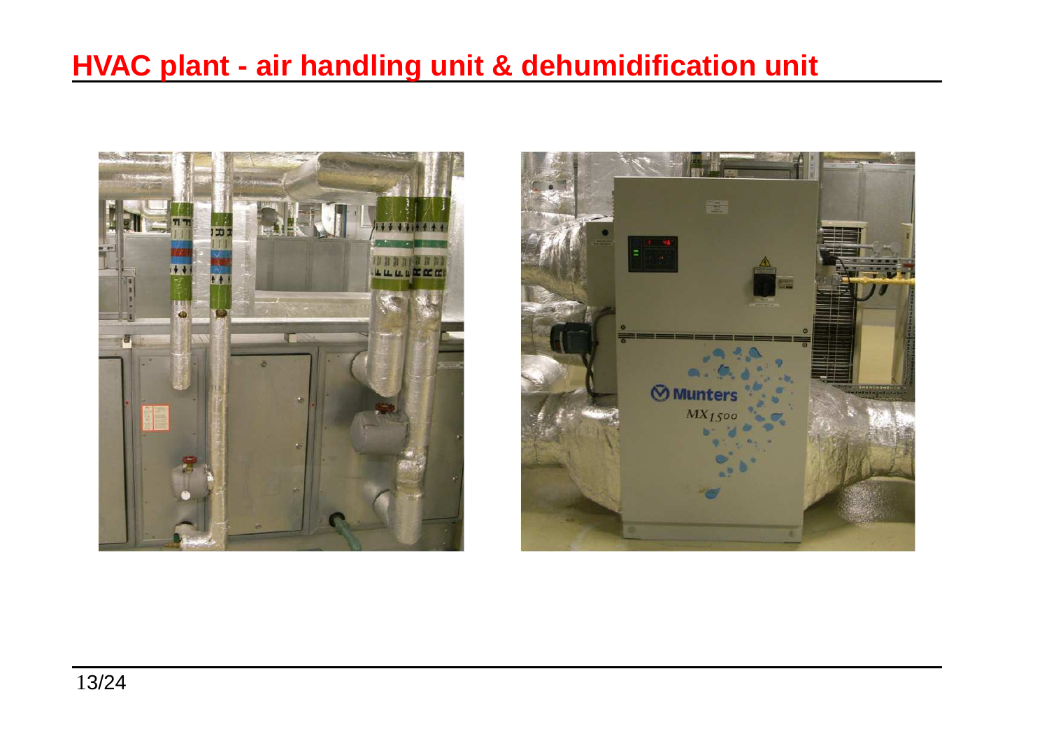# HVAC plant - air handling unit & dehumidification unit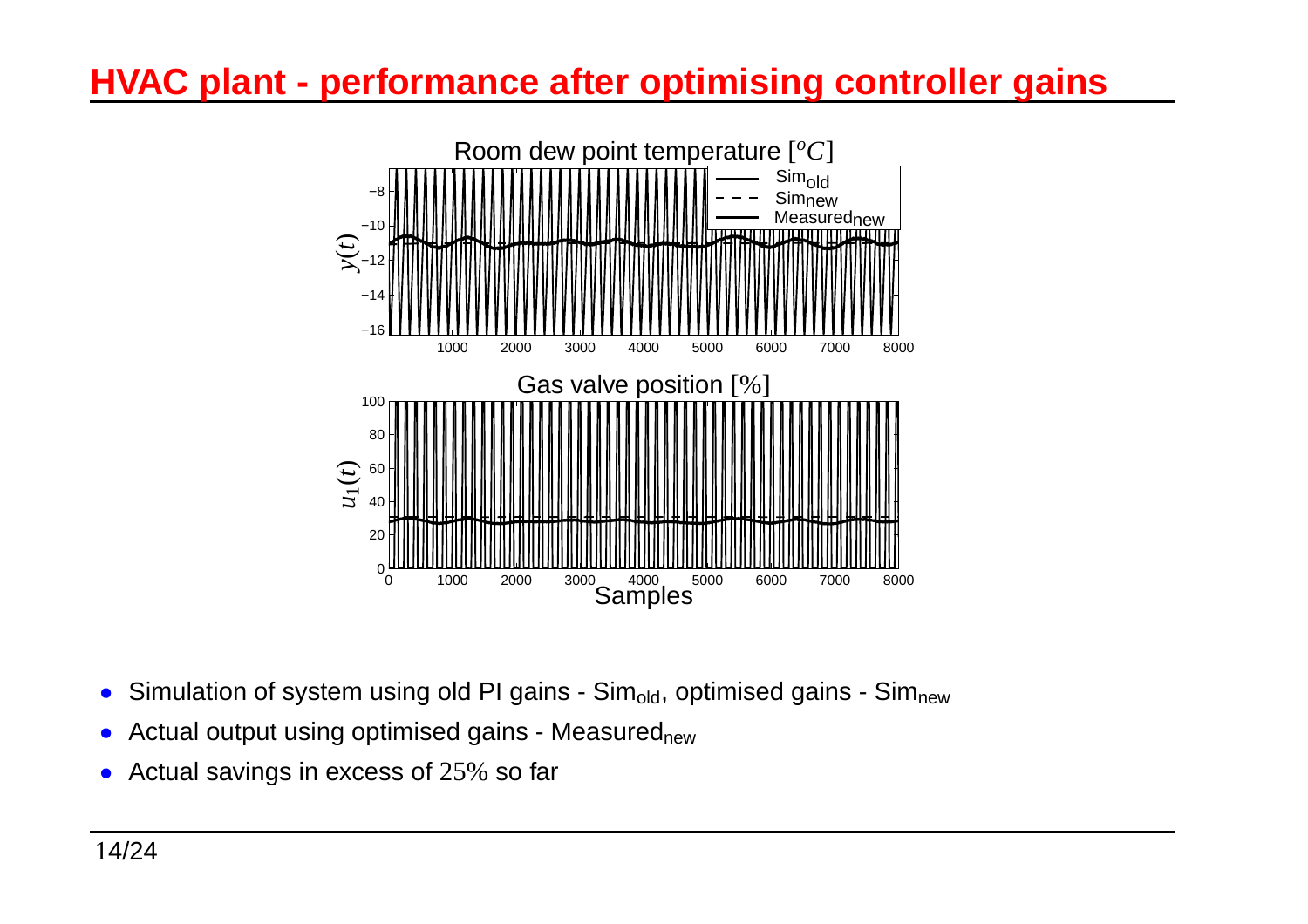# HVAC plant - performance after optimising controller gains

- Simulation of system using old PI gains - $\text{Sim}_{\text{old}}$, optimised gains - $\text{Sim}_{\text{new}}$
- Actual output using optimised gains - $\text{Measured}_{\text{new}}$
- Actual savings in excess of $25\%$ so far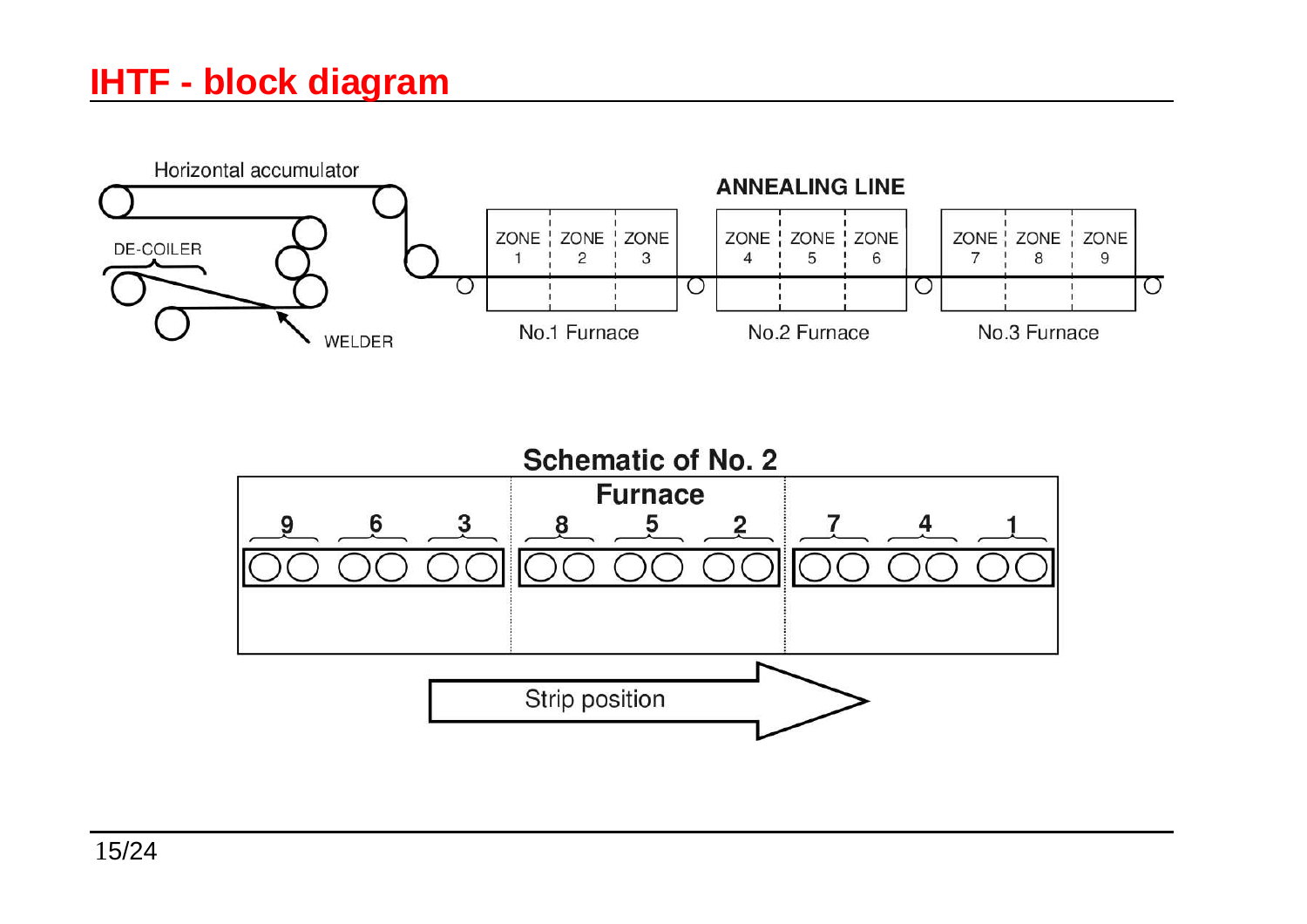# IHTF - block diagram

Horizontal accumulator

DE-COILER

WELDER

**ANNEALING LINE**

| ZONE 1 | ZONE 2 | ZONE 3 |
|---|---|---|

No.1 Furnace

| ZONE 4 | ZONE 5 | ZONE 6 |
|---|---|---|

No.2 Furnace

| ZONE 7 | ZONE 8 | ZONE 9 |
|---|---|---|

No.3 Furnace

**Schematic of No. 2 Furnace**

9 6 3 | 8 5 2 | 7 4 1

Strip position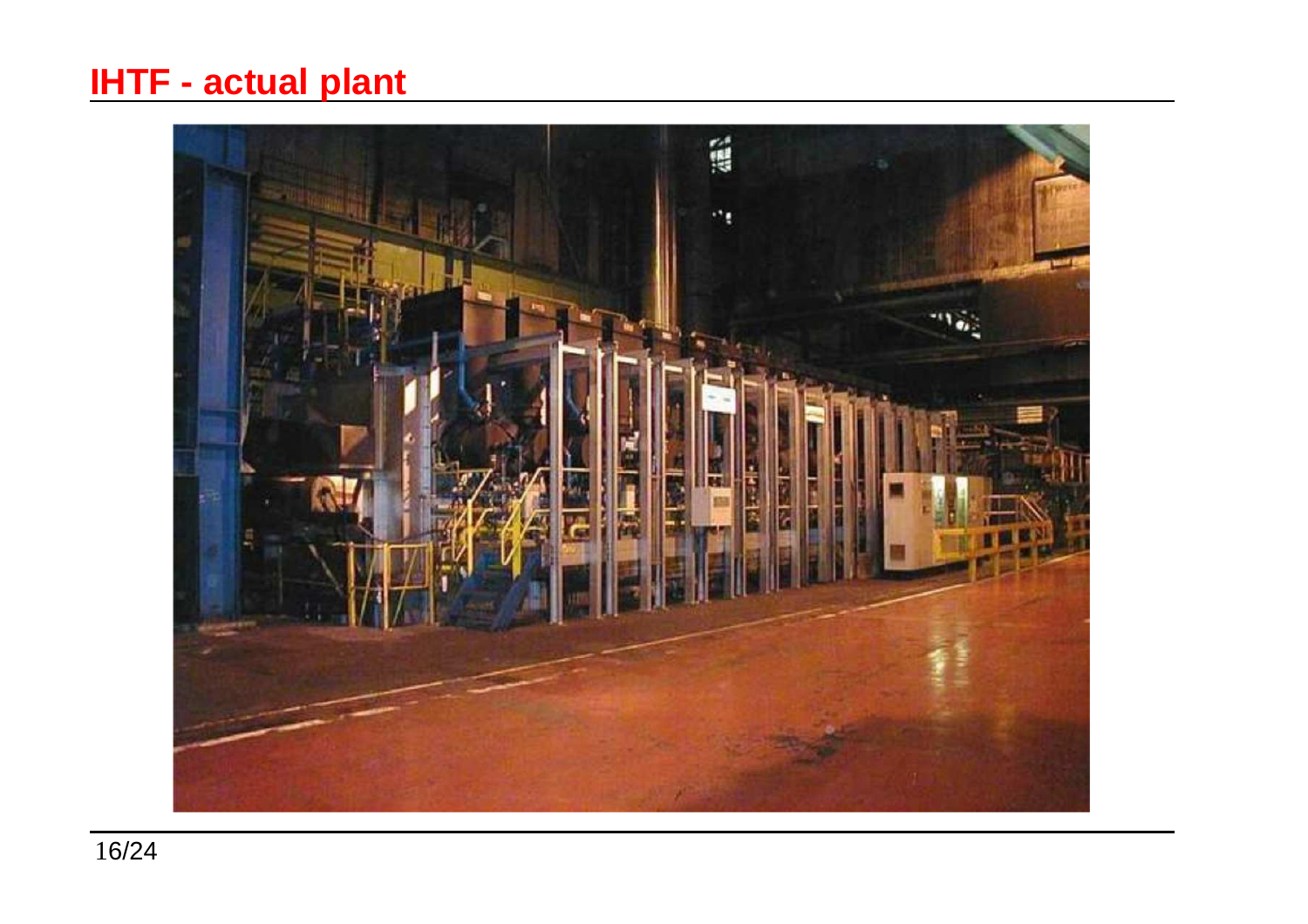# IHTF - actual plant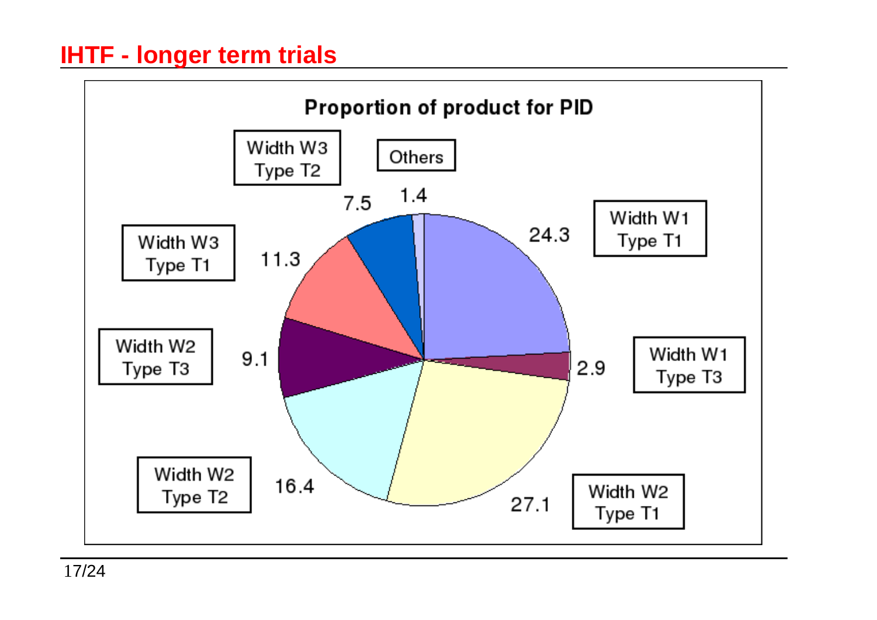# IHTF - longer term trials

**Proportion of product for PID**

| Category | Proportion |
| --- | --- |
| Width W1 Type T1 | 24.3 |
| Width W1 Type T3 | 2.9 |
| Width W2 Type T1 | 27.1 |
| Width W2 Type T2 | 16.4 |
| Width W2 Type T3 | 9.1 |
| Width W3 Type T1 | 11.3 |
| Width W3 Type T2 | 7.5 |
| Others | 1.4 |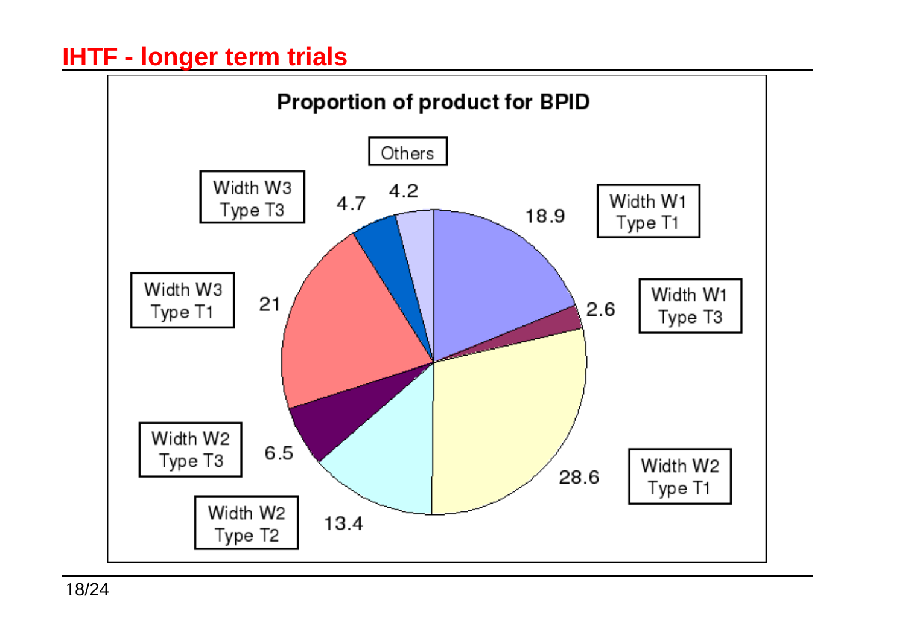# IHTF - longer term trials

**Proportion of product for BPID**

| Category | Proportion |
| --- | --- |
| Width W1 Type T1 | 18.9 |
| Width W1 Type T3 | 2.6 |
| Width W2 Type T1 | 28.6 |
| Width W2 Type T2 | 13.4 |
| Width W2 Type T3 | 6.5 |
| Width W3 Type T1 | 21 |
| Width W3 Type T3 | 4.7 |
| Others | 4.2 |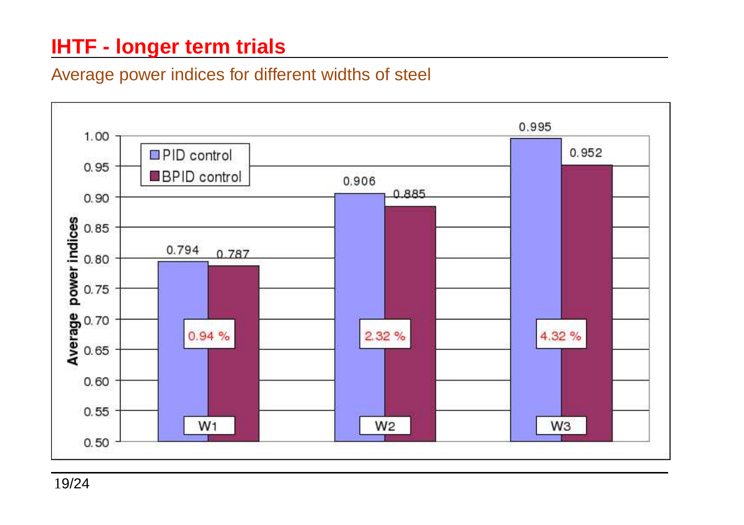# IHTF - longer term trials

Average power indices for different widths of steel

| Width | PID control | BPID control | Difference |
|---|---|---|---|
| W1 | 0.794 | 0.787 | 0.94 % |
| W2 | 0.906 | 0.885 | 2.32 % |
| W3 | 0.995 | 0.952 | 4.32 % |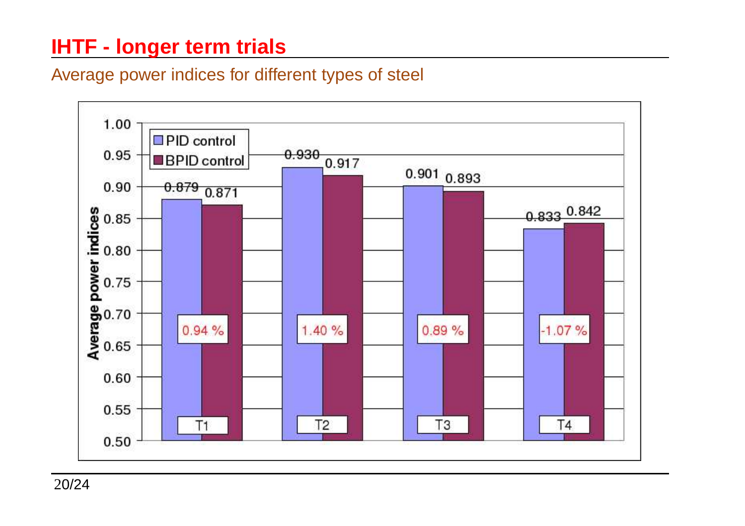# IHTF - longer term trials

Average power indices for different types of steel

| | PID control | BPID control | Difference |
|---|---|---|---|
| T1 | 0.879 | 0.871 | 0.94 % |
| T2 | 0.930 | 0.917 | 1.40 % |
| T3 | 0.901 | 0.893 | 0.89 % |
| T4 | 0.833 | 0.842 | -1.07 % |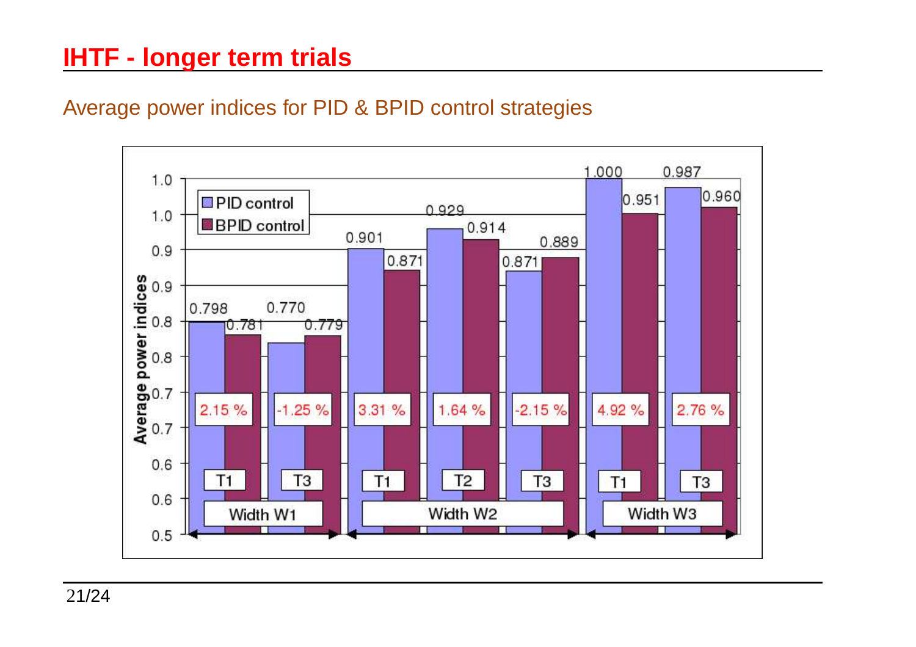# IHTF - longer term trials

Average power indices for PID & BPID control strategies

| Width | Test | PID control | BPID control | Difference |
|---|---|---|---|---|
| Width W1 | T1 | 0.798 | 0.781 | 2.15 % |
| Width W1 | T3 | 0.770 | 0.779 | -1.25 % |
| Width W2 | T1 | 0.901 | 0.871 | 3.31 % |
| Width W2 | T2 | 0.929 | 0.914 | 1.64 % |
| Width W2 | T3 | 0.871 | 0.889 | -2.15 % |
| Width W3 | T1 | 1.000 | 0.951 | 4.92 % |
| Width W3 | T3 | 0.987 | 0.960 | 2.76 % |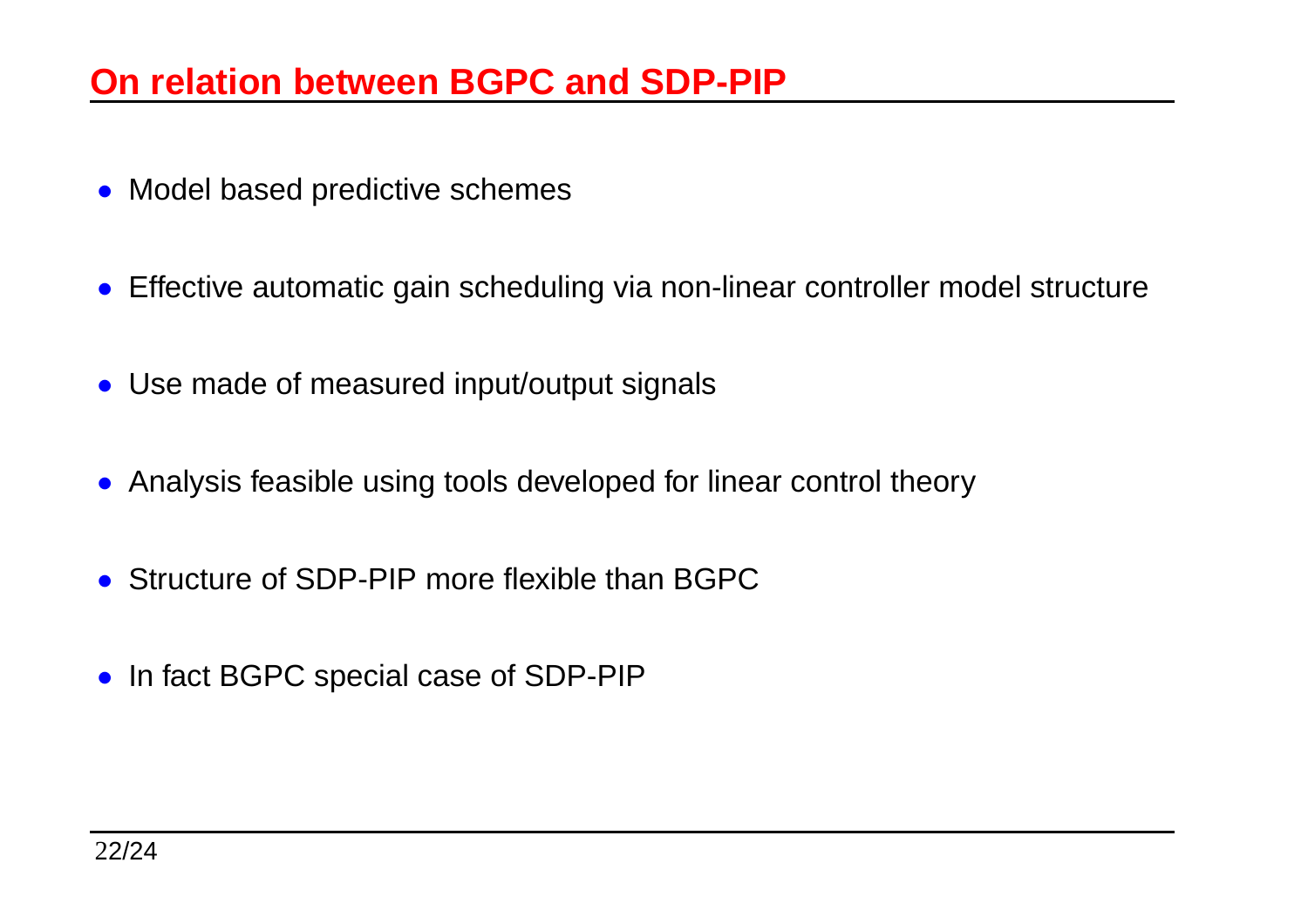## On relation between BGPC and SDP-PIP

- Model based predictive schemes
- Effective automatic gain scheduling via non-linear controller model structure
- Use made of measured input/output signals
- Analysis feasible using tools developed for linear control theory
- Structure of SDP-PIP more flexible than BGPC
- In fact BGPC special case of SDP-PIP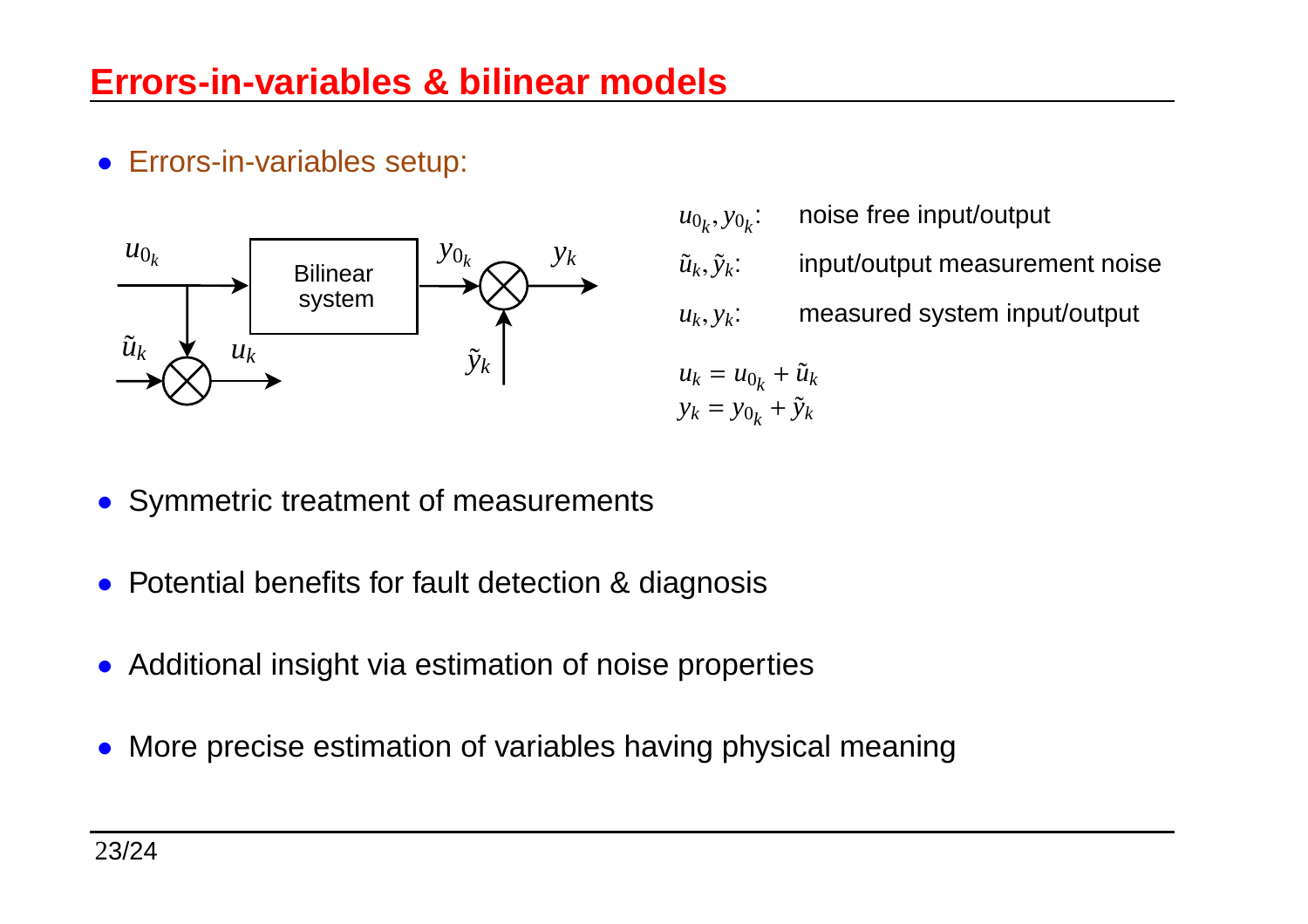# Errors-in-variables & bilinear models

- Errors-in-variables setup:

| | |
|---|---|
| $u_{0_k}, y_{0_k}$: | noise free input/output |
| $\tilde{u}_k, \tilde{y}_k$: | input/output measurement noise |
| $u_k, y_k$: | measured system input/output |

$$u_k = u_{0_k} + \tilde{u}_k$$
$$y_k = y_{0_k} + \tilde{y}_k$$

- Symmetric treatment of measurements
- Potential benefits for fault detection & diagnosis
- Additional insight via estimation of noise properties
- More precise estimation of variables having physical meaning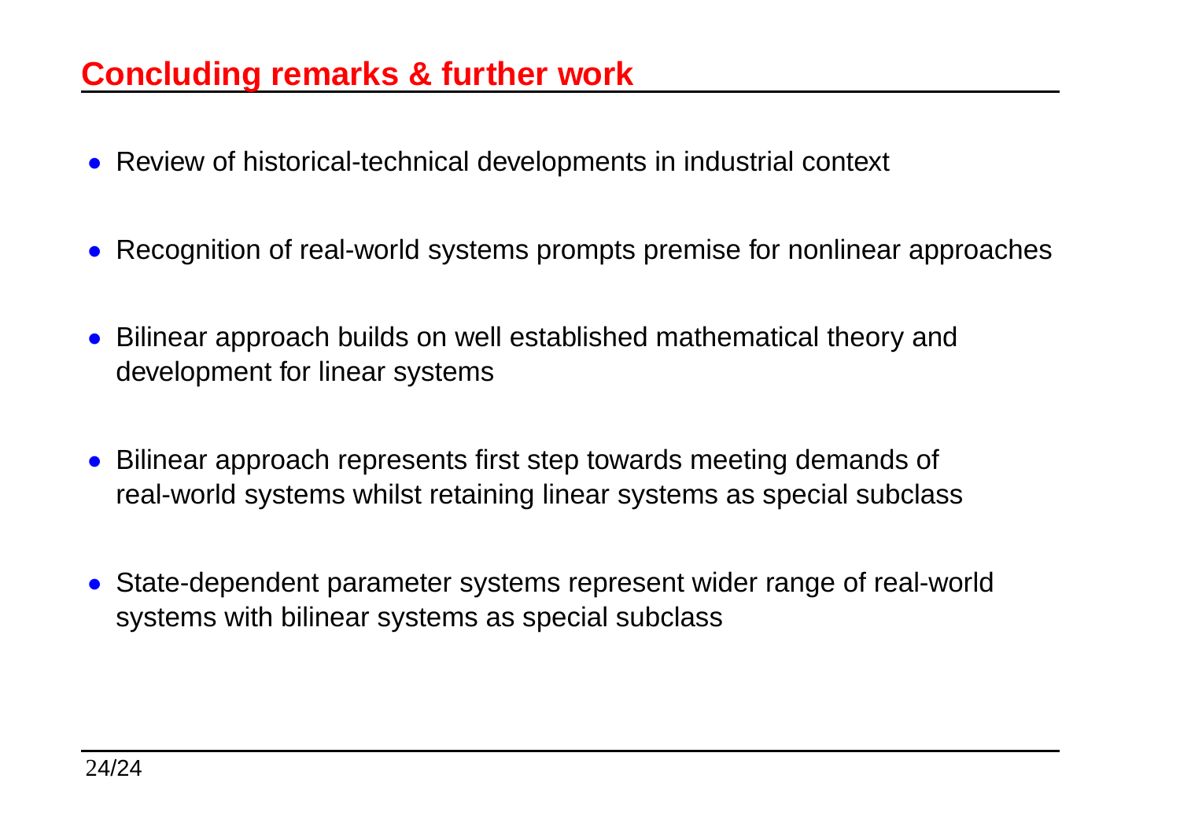## Concluding remarks & further work

- Review of historical-technical developments in industrial context
- Recognition of real-world systems prompts premise for nonlinear approaches
- Bilinear approach builds on well established mathematical theory and development for linear systems
- Bilinear approach represents first step towards meeting demands of real-world systems whilst retaining linear systems as special subclass
- State-dependent parameter systems represent wider range of real-world systems with bilinear systems as special subclass